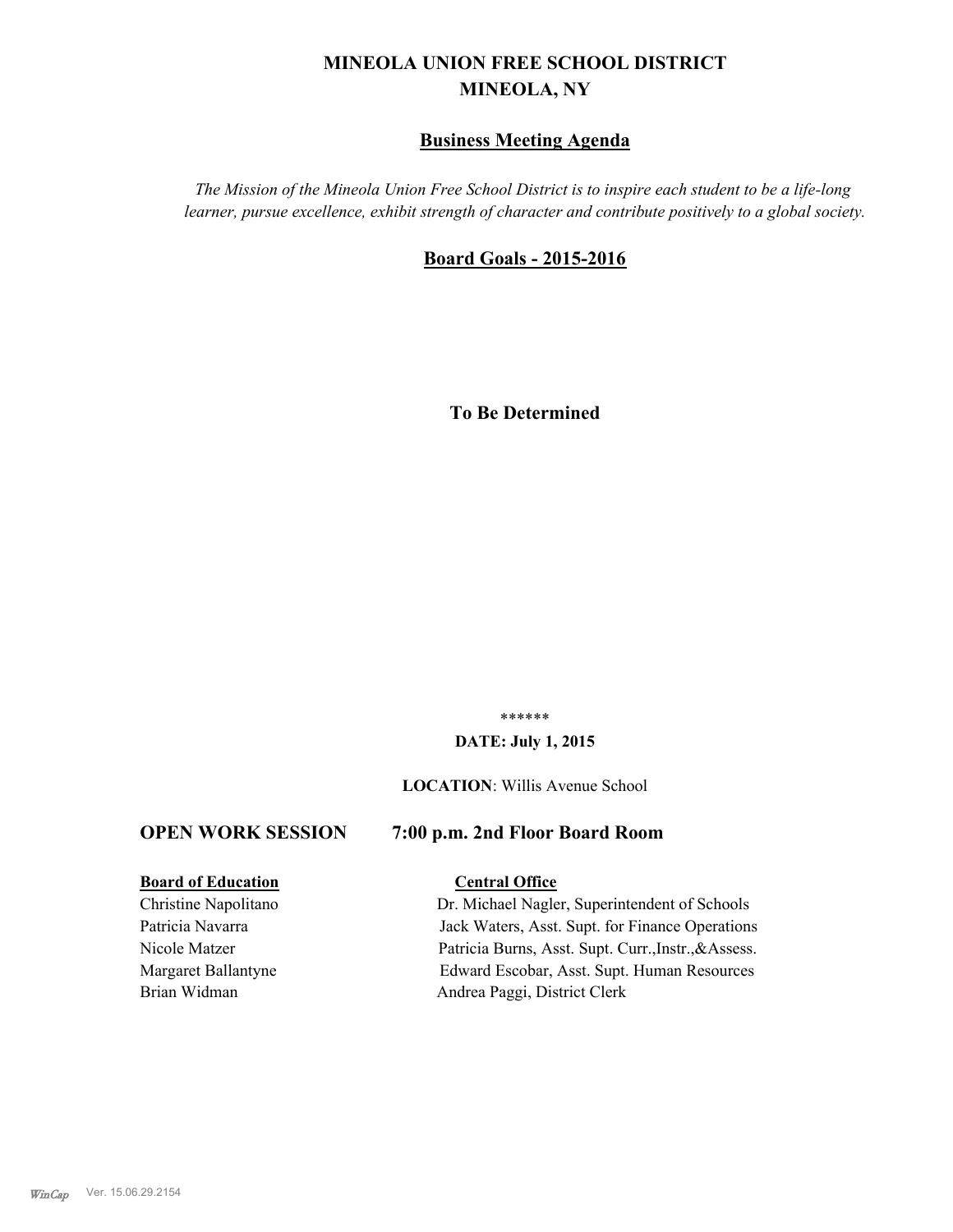# MINEOLA UNION FREE SCHOOL DISTRICT
# MINEOLA, NY

## Business Meeting Agenda

*The Mission of the Mineola Union Free School District is to inspire each student to be a life-long learner, pursue excellence, exhibit strength of character and contribute positively to a global society.*

## Board Goals - 2015-2016

**To Be Determined**

******

**DATE: July 1, 2015**

**LOCATION**: Willis Avenue School

### OPEN WORK SESSION 7:00 p.m. 2nd Floor Board Room

| **Board of Education** | **Central Office** |
| --- | --- |
| Christine Napolitano | Dr. Michael Nagler, Superintendent of Schools |
| Patricia Navarra | Jack Waters, Asst. Supt. for Finance Operations |
| Nicole Matzer | Patricia Burns, Asst. Supt. Curr.,Instr.,&Assess. |
| Margaret Ballantyne | Edward Escobar, Asst. Supt. Human Resources |
| Brian Widman | Andrea Paggi, District Clerk |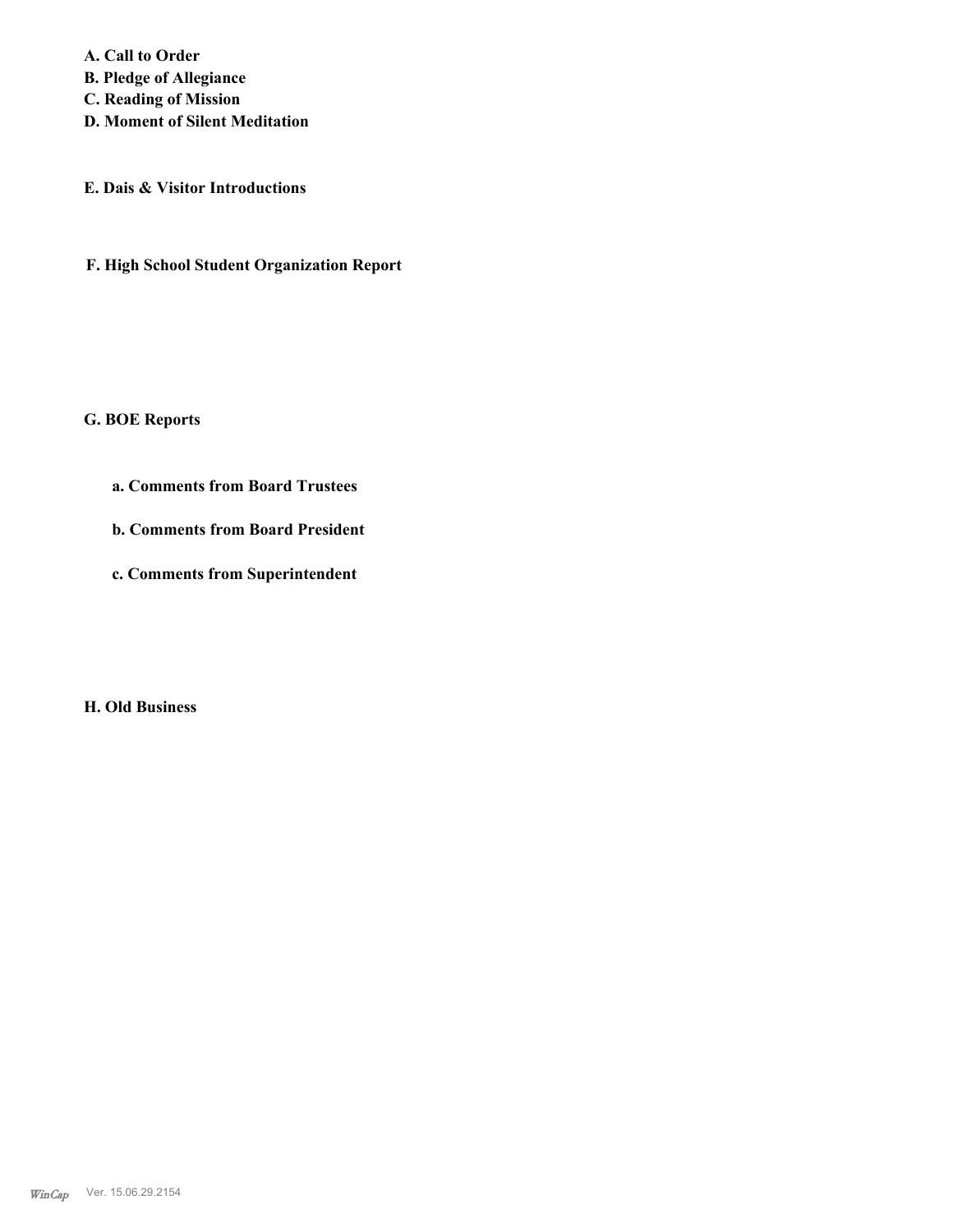**A. Call to Order**
**B. Pledge of Allegiance**
**C. Reading of Mission**
**D. Moment of Silent Meditation**

**E. Dais & Visitor Introductions**

**F. High School Student Organization Report**

**G. BOE Reports**

**a. Comments from Board Trustees**

**b. Comments from Board President**

**c. Comments from Superintendent**

**H. Old Business**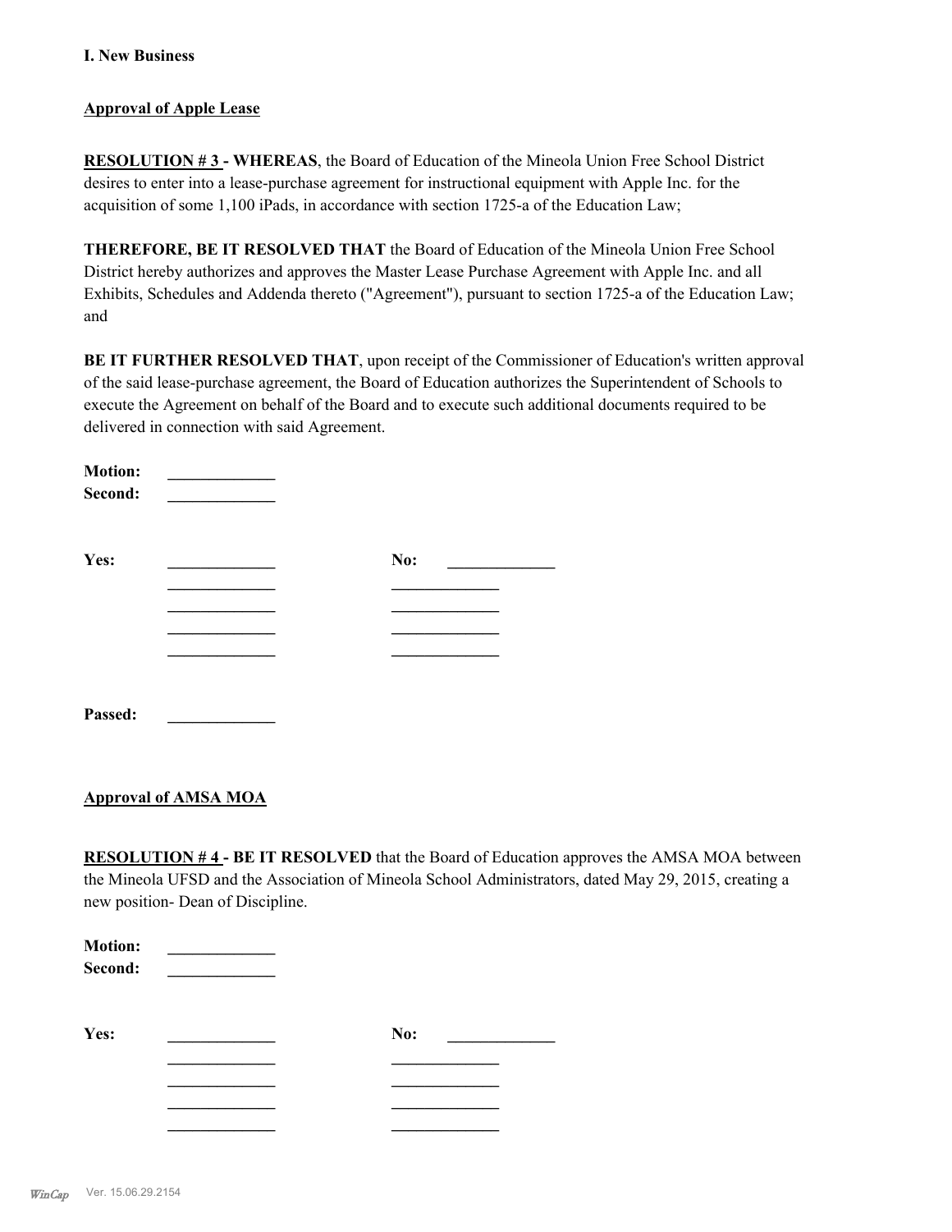**I. New Business**

**Approval of Apple Lease**

**RESOLUTION # 3 - WHEREAS**, the Board of Education of the Mineola Union Free School District desires to enter into a lease-purchase agreement for instructional equipment with Apple Inc. for the acquisition of some 1,100 iPads, in accordance with section 1725-a of the Education Law;

**THEREFORE, BE IT RESOLVED THAT** the Board of Education of the Mineola Union Free School District hereby authorizes and approves the Master Lease Purchase Agreement with Apple Inc. and all Exhibits, Schedules and Addenda thereto ("Agreement"), pursuant to section 1725-a of the Education Law; and

**BE IT FURTHER RESOLVED THAT**, upon receipt of the Commissioner of Education's written approval of the said lease-purchase agreement, the Board of Education authorizes the Superintendent of Schools to execute the Agreement on behalf of the Board and to execute such additional documents required to be delivered in connection with said Agreement.

**Motion:** _____________
**Second:** _____________

| **Yes:** | _____________ | **No:** | _____________ |
|---|---|---|---|
| | _____________ | | _____________ |
| | _____________ | | _____________ |
| | _____________ | | _____________ |
| | _____________ | | _____________ |

**Passed:** _____________

**Approval of AMSA MOA**

**RESOLUTION # 4 - BE IT RESOLVED** that the Board of Education approves the AMSA MOA between the Mineola UFSD and the Association of Mineola School Administrators, dated May 29, 2015, creating a new position- Dean of Discipline.

**Motion:** _____________
**Second:** _____________

| **Yes:** | _____________ | **No:** | _____________ |
|---|---|---|---|
| | _____________ | | _____________ |
| | _____________ | | _____________ |
| | _____________ | | _____________ |
| | _____________ | | _____________ |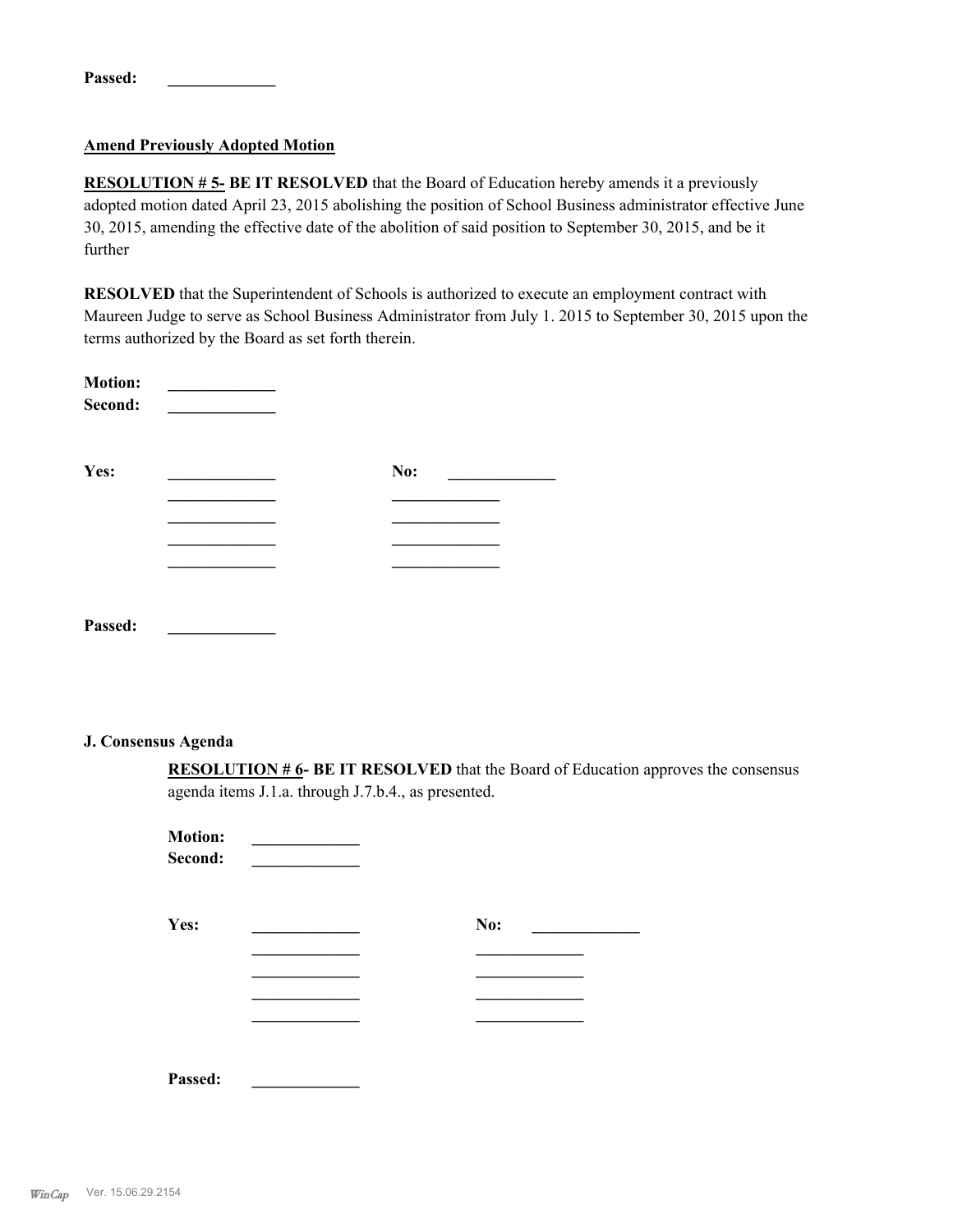**Passed:** _____________

**Amend Previously Adopted Motion**

**RESOLUTION # 5- BE IT RESOLVED** that the Board of Education hereby amends it a previously adopted motion dated April 23, 2015 abolishing the position of School Business administrator effective June 30, 2015, amending the effective date of the abolition of said position to September 30, 2015, and be it further

**RESOLVED** that the Superintendent of Schools is authorized to execute an employment contract with Maureen Judge to serve as School Business Administrator from July 1. 2015 to September 30, 2015 upon the terms authorized by the Board as set forth therein.

**Motion:** _____________
**Second:** _____________

| **Yes:** | _____________ | **No:** | _____________ |
|---|---|---|---|
| | _____________ | | _____________ |
| | _____________ | | _____________ |
| | _____________ | | _____________ |
| | _____________ | | _____________ |

**Passed:** _____________

**J. Consensus Agenda**

**RESOLUTION # 6- BE IT RESOLVED** that the Board of Education approves the consensus agenda items J.1.a. through J.7.b.4., as presented.

**Motion:** _____________
**Second:** _____________

| **Yes:** | _____________ | **No:** | _____________ |
|---|---|---|---|
| | _____________ | | _____________ |
| | _____________ | | _____________ |
| | _____________ | | _____________ |
| | _____________ | | _____________ |

**Passed:** _____________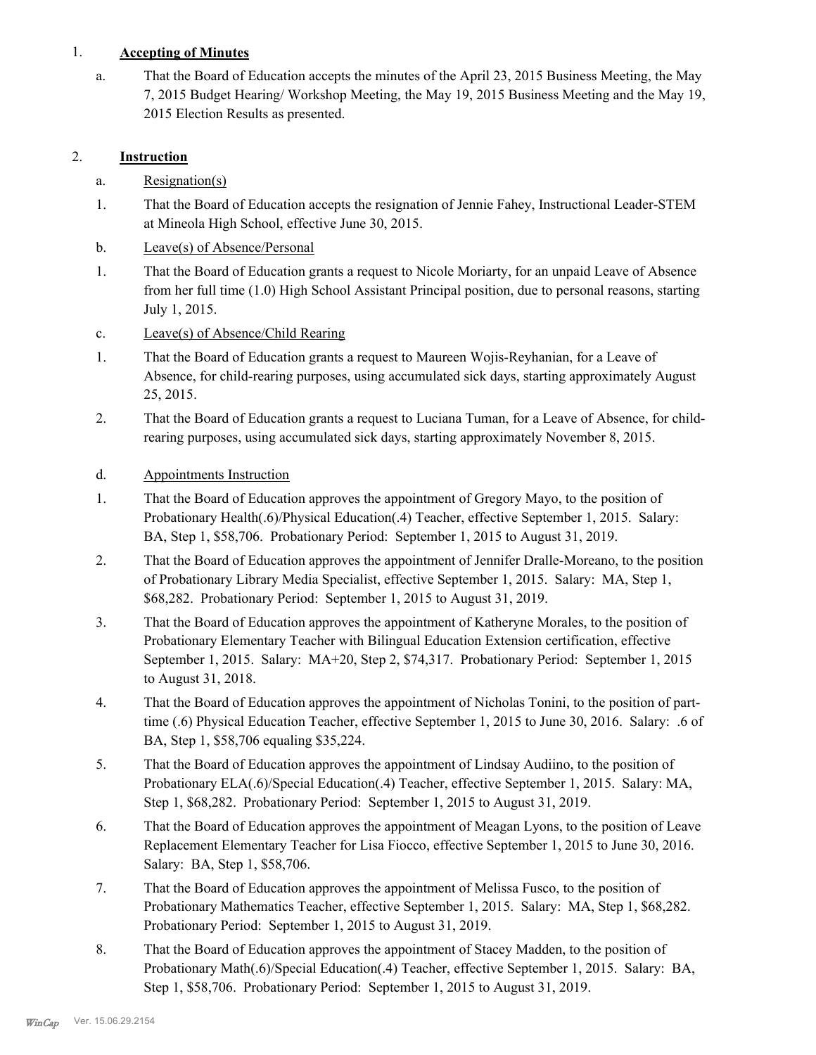1. **Accepting of Minutes**

   a. That the Board of Education accepts the minutes of the April 23, 2015 Business Meeting, the May 7, 2015 Budget Hearing/ Workshop Meeting, the May 19, 2015 Business Meeting and the May 19, 2015 Election Results as presented.

2. **Instruction**

   a. Resignation(s)

   1. That the Board of Education accepts the resignation of Jennie Fahey, Instructional Leader-STEM at Mineola High School, effective June 30, 2015.

   b. Leave(s) of Absence/Personal

   1. That the Board of Education grants a request to Nicole Moriarty, for an unpaid Leave of Absence from her full time (1.0) High School Assistant Principal position, due to personal reasons, starting July 1, 2015.

   c. Leave(s) of Absence/Child Rearing

   1. That the Board of Education grants a request to Maureen Wojis-Reyhanian, for a Leave of Absence, for child-rearing purposes, using accumulated sick days, starting approximately August 25, 2015.

   2. That the Board of Education grants a request to Luciana Tuman, for a Leave of Absence, for child-rearing purposes, using accumulated sick days, starting approximately November 8, 2015.

   d. Appointments Instruction

   1. That the Board of Education approves the appointment of Gregory Mayo, to the position of Probationary Health(.6)/Physical Education(.4) Teacher, effective September 1, 2015. Salary: BA, Step 1, $58,706. Probationary Period: September 1, 2015 to August 31, 2019.

   2. That the Board of Education approves the appointment of Jennifer Dralle-Moreano, to the position of Probationary Library Media Specialist, effective September 1, 2015. Salary: MA, Step 1, $68,282. Probationary Period: September 1, 2015 to August 31, 2019.

   3. That the Board of Education approves the appointment of Katheryne Morales, to the position of Probationary Elementary Teacher with Bilingual Education Extension certification, effective September 1, 2015. Salary: MA+20, Step 2, $74,317. Probationary Period: September 1, 2015 to August 31, 2018.

   4. That the Board of Education approves the appointment of Nicholas Tonini, to the position of part-time (.6) Physical Education Teacher, effective September 1, 2015 to June 30, 2016. Salary: .6 of BA, Step 1, $58,706 equaling $35,224.

   5. That the Board of Education approves the appointment of Lindsay Audiino, to the position of Probationary ELA(.6)/Special Education(.4) Teacher, effective September 1, 2015. Salary: MA, Step 1, $68,282. Probationary Period: September 1, 2015 to August 31, 2019.

   6. That the Board of Education approves the appointment of Meagan Lyons, to the position of Leave Replacement Elementary Teacher for Lisa Fiocco, effective September 1, 2015 to June 30, 2016. Salary: BA, Step 1, $58,706.

   7. That the Board of Education approves the appointment of Melissa Fusco, to the position of Probationary Mathematics Teacher, effective September 1, 2015. Salary: MA, Step 1, $68,282. Probationary Period: September 1, 2015 to August 31, 2019.

   8. That the Board of Education approves the appointment of Stacey Madden, to the position of Probationary Math(.6)/Special Education(.4) Teacher, effective September 1, 2015. Salary: BA, Step 1, $58,706. Probationary Period: September 1, 2015 to August 31, 2019.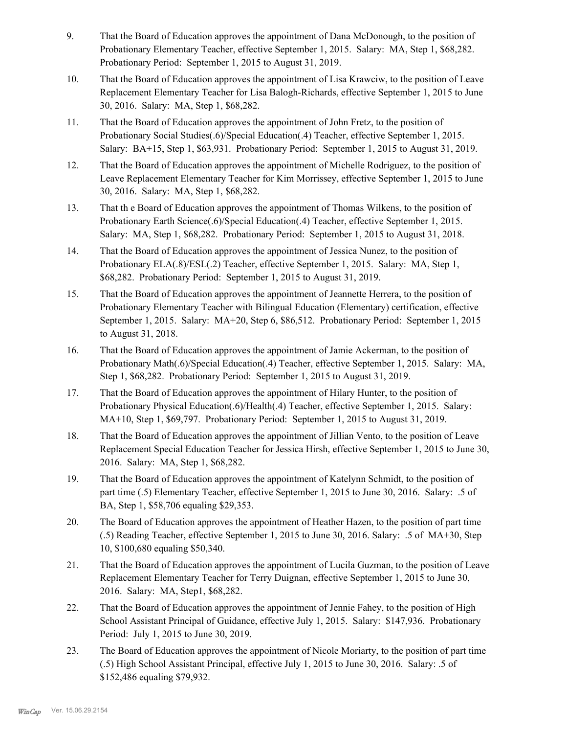9. That the Board of Education approves the appointment of Dana McDonough, to the position of Probationary Elementary Teacher, effective September 1, 2015. Salary: MA, Step 1, $68,282. Probationary Period: September 1, 2015 to August 31, 2019.

10. That the Board of Education approves the appointment of Lisa Krawciw, to the position of Leave Replacement Elementary Teacher for Lisa Balogh-Richards, effective September 1, 2015 to June 30, 2016. Salary: MA, Step 1, $68,282.

11. That the Board of Education approves the appointment of John Fretz, to the position of Probationary Social Studies(.6)/Special Education(.4) Teacher, effective September 1, 2015. Salary: BA+15, Step 1, $63,931. Probationary Period: September 1, 2015 to August 31, 2019.

12. That the Board of Education approves the appointment of Michelle Rodriguez, to the position of Leave Replacement Elementary Teacher for Kim Morrissey, effective September 1, 2015 to June 30, 2016. Salary: MA, Step 1, $68,282.

13. That th e Board of Education approves the appointment of Thomas Wilkens, to the position of Probationary Earth Science(.6)/Special Education(.4) Teacher, effective September 1, 2015. Salary: MA, Step 1, $68,282. Probationary Period: September 1, 2015 to August 31, 2018.

14. That the Board of Education approves the appointment of Jessica Nunez, to the position of Probationary ELA(.8)/ESL(.2) Teacher, effective September 1, 2015. Salary: MA, Step 1, $68,282. Probationary Period: September 1, 2015 to August 31, 2019.

15. That the Board of Education approves the appointment of Jeannette Herrera, to the position of Probationary Elementary Teacher with Bilingual Education (Elementary) certification, effective September 1, 2015. Salary: MA+20, Step 6, $86,512. Probationary Period: September 1, 2015 to August 31, 2018.

16. That the Board of Education approves the appointment of Jamie Ackerman, to the position of Probationary Math(.6)/Special Education(.4) Teacher, effective September 1, 2015. Salary: MA, Step 1, $68,282. Probationary Period: September 1, 2015 to August 31, 2019.

17. That the Board of Education approves the appointment of Hilary Hunter, to the position of Probationary Physical Education(.6)/Health(.4) Teacher, effective September 1, 2015. Salary: MA+10, Step 1, $69,797. Probationary Period: September 1, 2015 to August 31, 2019.

18. That the Board of Education approves the appointment of Jillian Vento, to the position of Leave Replacement Special Education Teacher for Jessica Hirsh, effective September 1, 2015 to June 30, 2016. Salary: MA, Step 1, $68,282.

19. That the Board of Education approves the appointment of Katelynn Schmidt, to the position of part time (.5) Elementary Teacher, effective September 1, 2015 to June 30, 2016. Salary: .5 of BA, Step 1, $58,706 equaling $29,353.

20. The Board of Education approves the appointment of Heather Hazen, to the position of part time (.5) Reading Teacher, effective September 1, 2015 to June 30, 2016. Salary: .5 of MA+30, Step 10, $100,680 equaling $50,340.

21. That the Board of Education approves the appointment of Lucila Guzman, to the position of Leave Replacement Elementary Teacher for Terry Duignan, effective September 1, 2015 to June 30, 2016. Salary: MA, Step1, $68,282.

22. That the Board of Education approves the appointment of Jennie Fahey, to the position of High School Assistant Principal of Guidance, effective July 1, 2015. Salary: $147,936. Probationary Period: July 1, 2015 to June 30, 2019.

23. The Board of Education approves the appointment of Nicole Moriarty, to the position of part time (.5) High School Assistant Principal, effective July 1, 2015 to June 30, 2016. Salary: .5 of $152,486 equaling $79,932.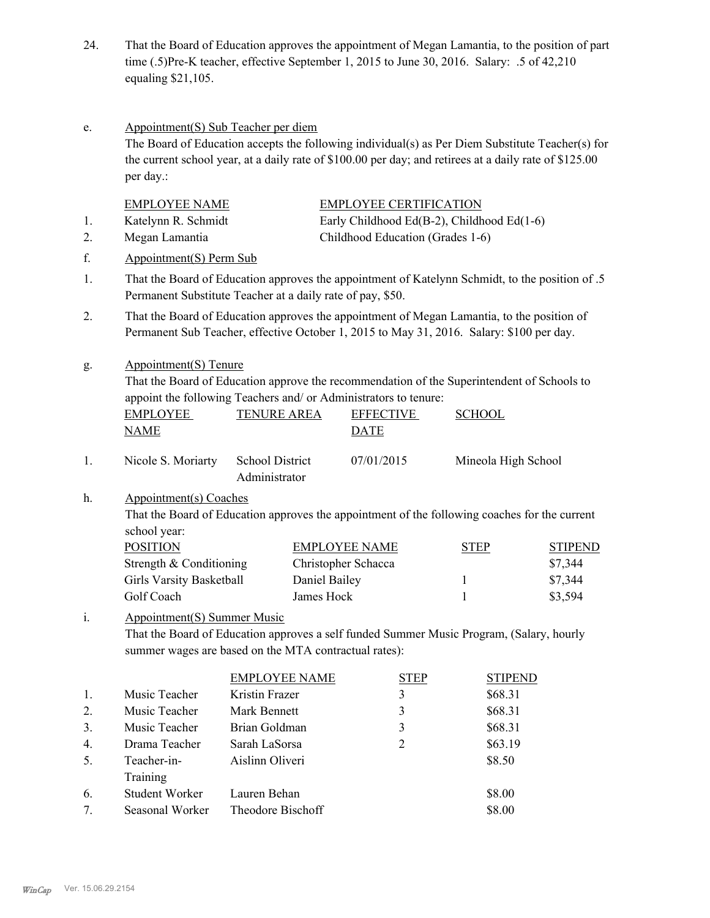24. That the Board of Education approves the appointment of Megan Lamantia, to the position of part time (.5)Pre-K teacher, effective September 1, 2015 to June 30, 2016. Salary: .5 of 42,210 equaling $21,105.

e. Appointment(S) Sub Teacher per diem

The Board of Education accepts the following individual(s) as Per Diem Substitute Teacher(s) for the current school year, at a daily rate of $100.00 per day; and retirees at a daily rate of $125.00 per day.:

| | EMPLOYEE NAME | EMPLOYEE CERTIFICATION |
|---|---|---|
| 1. | Katelynn R. Schmidt | Early Childhood Ed(B-2), Childhood Ed(1-6) |
| 2. | Megan Lamantia | Childhood Education (Grades 1-6) |

f. Appointment(S) Perm Sub

1. That the Board of Education approves the appointment of Katelynn Schmidt, to the position of .5 Permanent Substitute Teacher at a daily rate of pay, $50.
2. That the Board of Education approves the appointment of Megan Lamantia, to the position of Permanent Sub Teacher, effective October 1, 2015 to May 31, 2016. Salary: $100 per day.

g. Appointment(S) Tenure

That the Board of Education approve the recommendation of the Superintendent of Schools to appoint the following Teachers and/ or Administrators to tenure:

| | EMPLOYEE NAME | TENURE AREA | EFFECTIVE DATE | SCHOOL |
|---|---|---|---|---|
| 1. | Nicole S. Moriarty | School District Administrator | 07/01/2015 | Mineola High School |

h. Appointment(s) Coaches

That the Board of Education approves the appointment of the following coaches for the current school year:

| POSITION | EMPLOYEE NAME | STEP | STIPEND |
|---|---|---|---|
| Strength & Conditioning | Christopher Schacca | | $7,344 |
| Girls Varsity Basketball | Daniel Bailey | 1 | $7,344 |
| Golf Coach | James Hock | 1 | $3,594 |

i. Appointment(S) Summer Music

That the Board of Education approves a self funded Summer Music Program, (Salary, hourly summer wages are based on the MTA contractual rates):

| | | EMPLOYEE NAME | STEP | STIPEND |
|---|---|---|---|---|
| 1. | Music Teacher | Kristin Frazer | 3 | $68.31 |
| 2. | Music Teacher | Mark Bennett | 3 | $68.31 |
| 3. | Music Teacher | Brian Goldman | 3 | $68.31 |
| 4. | Drama Teacher | Sarah LaSorsa | 2 | $63.19 |
| 5. | Teacher-in-Training | Aislinn Oliveri | | $8.50 |
| 6. | Student Worker | Lauren Behan | | $8.00 |
| 7. | Seasonal Worker | Theodore Bischoff | | $8.00 |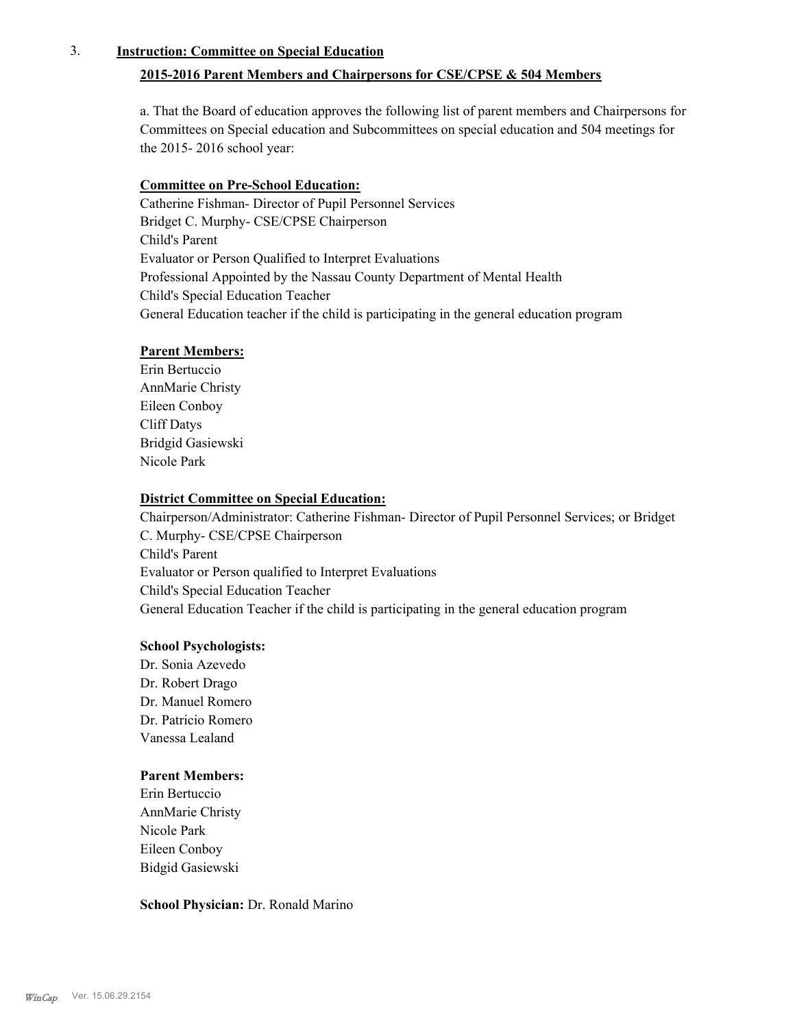3. **Instruction: Committee on Special Education**

**2015-2016 Parent Members and Chairpersons for CSE/CPSE & 504 Members**

a. That the Board of education approves the following list of parent members and Chairpersons for Committees on Special education and Subcommittees on special education and 504 meetings for the 2015- 2016 school year:

**Committee on Pre-School Education:**

Catherine Fishman- Director of Pupil Personnel Services
Bridget C. Murphy- CSE/CPSE Chairperson
Child's Parent
Evaluator or Person Qualified to Interpret Evaluations
Professional Appointed by the Nassau County Department of Mental Health
Child's Special Education Teacher
General Education teacher if the child is participating in the general education program

**Parent Members:**

Erin Bertuccio
AnnMarie Christy
Eileen Conboy
Cliff Datys
Bridgid Gasiewski
Nicole Park

**District Committee on Special Education:**

Chairperson/Administrator: Catherine Fishman- Director of Pupil Personnel Services; or Bridget C. Murphy- CSE/CPSE Chairperson
Child's Parent
Evaluator or Person qualified to Interpret Evaluations
Child's Special Education Teacher
General Education Teacher if the child is participating in the general education program

**School Psychologists:**

Dr. Sonia Azevedo
Dr. Robert Drago
Dr. Manuel Romero
Dr. Patricio Romero
Vanessa Lealand

**Parent Members:**

Erin Bertuccio
AnnMarie Christy
Nicole Park
Eileen Conboy
Bidgid Gasiewski

**School Physician:** Dr. Ronald Marino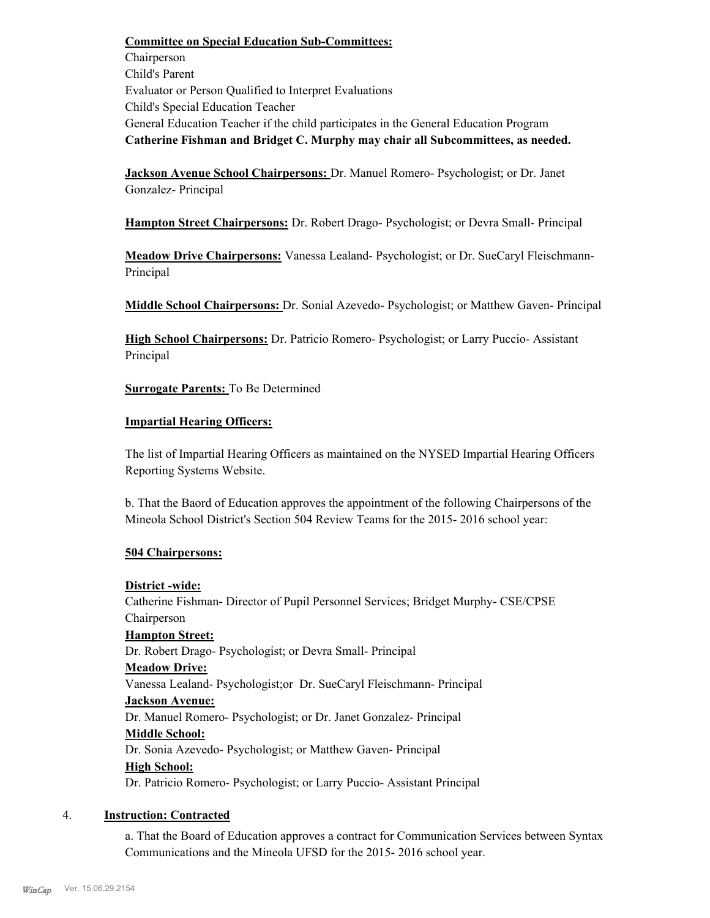**Committee on Special Education Sub-Committees:**
Chairperson
Child's Parent
Evaluator or Person Qualified to Interpret Evaluations
Child's Special Education Teacher
General Education Teacher if the child participates in the General Education Program
**Catherine Fishman and Bridget C. Murphy may chair all Subcommittees, as needed.**

**Jackson Avenue School Chairpersons:** Dr. Manuel Romero- Psychologist; or Dr. Janet Gonzalez- Principal

**Hampton Street Chairpersons:** Dr. Robert Drago- Psychologist; or Devra Small- Principal

**Meadow Drive Chairpersons:** Vanessa Lealand- Psychologist; or Dr. SueCaryl Fleischmann- Principal

**Middle School Chairpersons:** Dr. Sonial Azevedo- Psychologist; or Matthew Gaven- Principal

**High School Chairpersons:** Dr. Patricio Romero- Psychologist; or Larry Puccio- Assistant Principal

**Surrogate Parents:** To Be Determined

**Impartial Hearing Officers:**

The list of Impartial Hearing Officers as maintained on the NYSED Impartial Hearing Officers Reporting Systems Website.

b. That the Baord of Education approves the appointment of the following Chairpersons of the Mineola School District's Section 504 Review Teams for the 2015- 2016 school year:

**504 Chairpersons:**

**District -wide:**
Catherine Fishman- Director of Pupil Personnel Services; Bridget Murphy- CSE/CPSE Chairperson
**Hampton Street:**
Dr. Robert Drago- Psychologist; or Devra Small- Principal
**Meadow Drive:**
Vanessa Lealand- Psychologist;or Dr. SueCaryl Fleischmann- Principal
**Jackson Avenue:**
Dr. Manuel Romero- Psychologist; or Dr. Janet Gonzalez- Principal
**Middle School:**
Dr. Sonia Azevedo- Psychologist; or Matthew Gaven- Principal
**High School:**
Dr. Patricio Romero- Psychologist; or Larry Puccio- Assistant Principal

4. **Instruction: Contracted**

a. That the Board of Education approves a contract for Communication Services between Syntax Communications and the Mineola UFSD for the 2015- 2016 school year.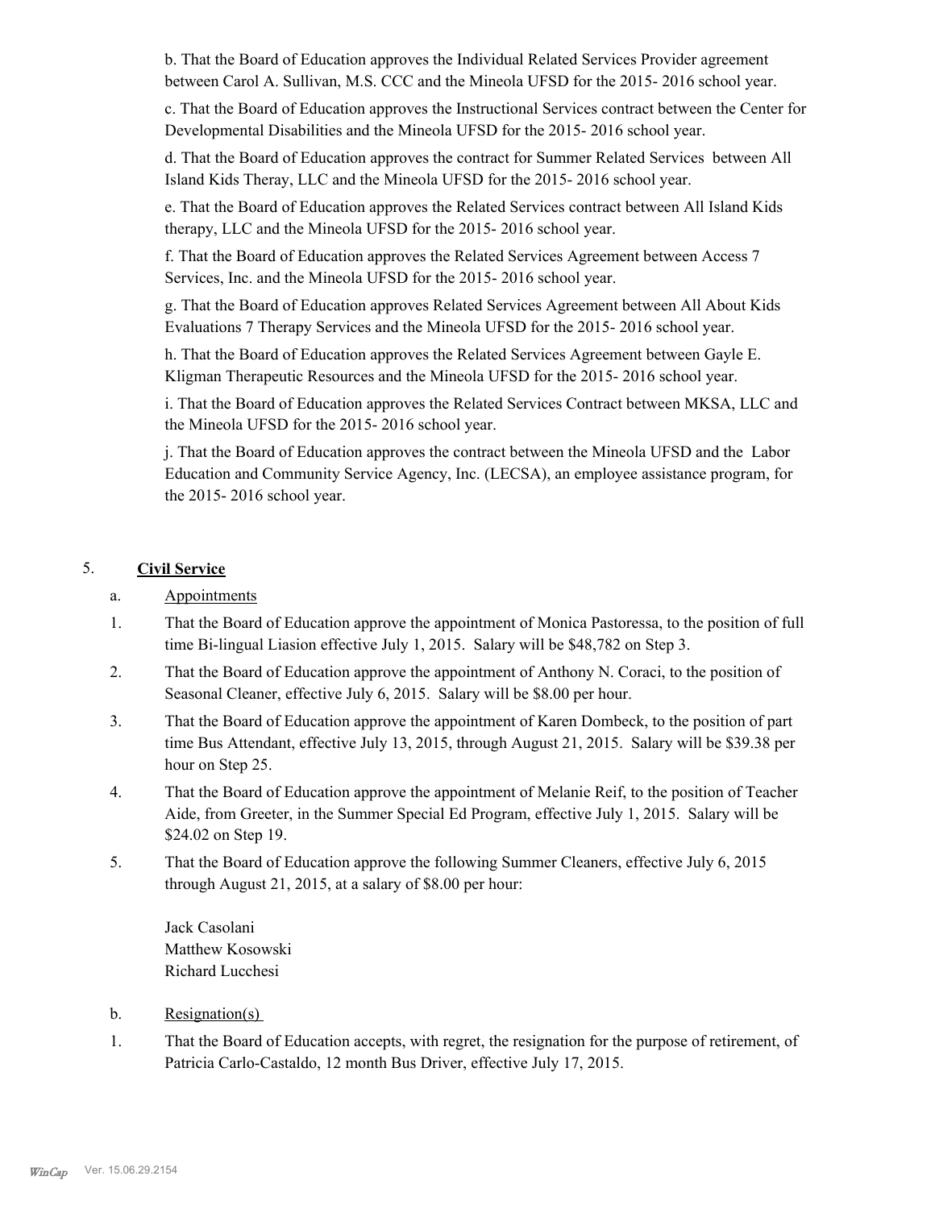b. That the Board of Education approves the Individual Related Services Provider agreement between Carol A. Sullivan, M.S. CCC and the Mineola UFSD for the 2015- 2016 school year.

c. That the Board of Education approves the Instructional Services contract between the Center for Developmental Disabilities and the Mineola UFSD for the 2015- 2016 school year.

d. That the Board of Education approves the contract for Summer Related Services between All Island Kids Theray, LLC and the Mineola UFSD for the 2015- 2016 school year.

e. That the Board of Education approves the Related Services contract between All Island Kids therapy, LLC and the Mineola UFSD for the 2015- 2016 school year.

f. That the Board of Education approves the Related Services Agreement between Access 7 Services, Inc. and the Mineola UFSD for the 2015- 2016 school year.

g. That the Board of Education approves Related Services Agreement between All About Kids Evaluations 7 Therapy Services and the Mineola UFSD for the 2015- 2016 school year.

h. That the Board of Education approves the Related Services Agreement between Gayle E. Kligman Therapeutic Resources and the Mineola UFSD for the 2015- 2016 school year.

i. That the Board of Education approves the Related Services Contract between MKSA, LLC and the Mineola UFSD for the 2015- 2016 school year.

j. That the Board of Education approves the contract between the Mineola UFSD and the Labor Education and Community Service Agency, Inc. (LECSA), an employee assistance program, for the 2015- 2016 school year.

5. **Civil Service**

a. Appointments

1. That the Board of Education approve the appointment of Monica Pastoressa, to the position of full time Bi-lingual Liasion effective July 1, 2015. Salary will be $48,782 on Step 3.

2. That the Board of Education approve the appointment of Anthony N. Coraci, to the position of Seasonal Cleaner, effective July 6, 2015. Salary will be $8.00 per hour.

3. That the Board of Education approve the appointment of Karen Dombeck, to the position of part time Bus Attendant, effective July 13, 2015, through August 21, 2015. Salary will be $39.38 per hour on Step 25.

4. That the Board of Education approve the appointment of Melanie Reif, to the position of Teacher Aide, from Greeter, in the Summer Special Ed Program, effective July 1, 2015. Salary will be $24.02 on Step 19.

5. That the Board of Education approve the following Summer Cleaners, effective July 6, 2015 through August 21, 2015, at a salary of $8.00 per hour:

   Jack Casolani
   Matthew Kosowski
   Richard Lucchesi

b. Resignation(s)

1. That the Board of Education accepts, with regret, the resignation for the purpose of retirement, of Patricia Carlo-Castaldo, 12 month Bus Driver, effective July 17, 2015.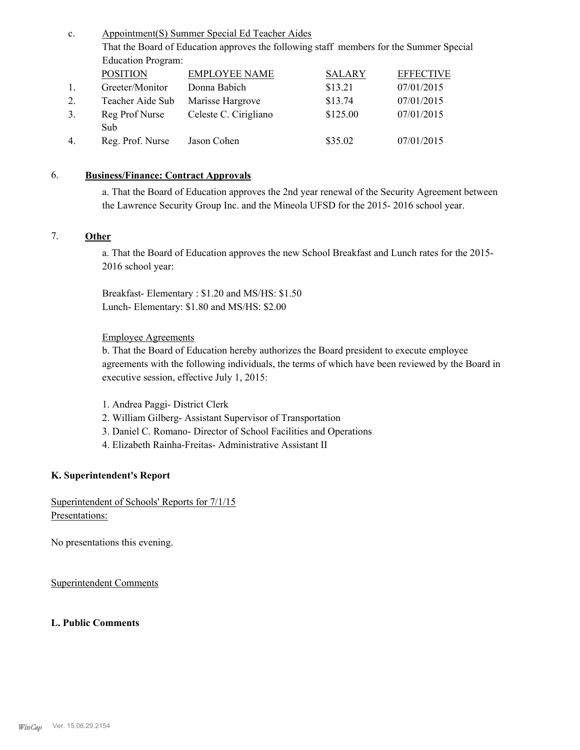c. Appointment(S) Summer Special Ed Teacher Aides

That the Board of Education approves the following staff members for the Summer Special Education Program:

| | POSITION | EMPLOYEE NAME | SALARY | EFFECTIVE |
|---|---|---|---|---|
| 1. | Greeter/Monitor | Donna Babich | $13.21 | 07/01/2015 |
| 2. | Teacher Aide Sub | Marisse Hargrove | $13.74 | 07/01/2015 |
| 3. | Reg Prof Nurse Sub | Celeste C. Cirigliano | $125.00 | 07/01/2015 |
| 4. | Reg. Prof. Nurse | Jason Cohen | $35.02 | 07/01/2015 |

6. **Business/Finance: Contract Approvals**

a. That the Board of Education approves the 2nd year renewal of the Security Agreement between the Lawrence Security Group Inc. and the Mineola UFSD for the 2015- 2016 school year.

7. **Other**

a. That the Board of Education approves the new School Breakfast and Lunch rates for the 2015-2016 school year:

Breakfast- Elementary : $1.20 and MS/HS: $1.50
Lunch- Elementary: $1.80 and MS/HS: $2.00

Employee Agreements

b. That the Board of Education hereby authorizes the Board president to execute employee agreements with the following individuals, the terms of which have been reviewed by the Board in executive session, effective July 1, 2015:

1. Andrea Paggi- District Clerk
2. William Gilberg- Assistant Supervisor of Transportation
3. Daniel C. Romano- Director of School Facilities and Operations
4. Elizabeth Rainha-Freitas- Administrative Assistant II

**K. Superintendent's Report**

Superintendent of Schools' Reports for 7/1/15
Presentations:

No presentations this evening.

Superintendent Comments

**L. Public Comments**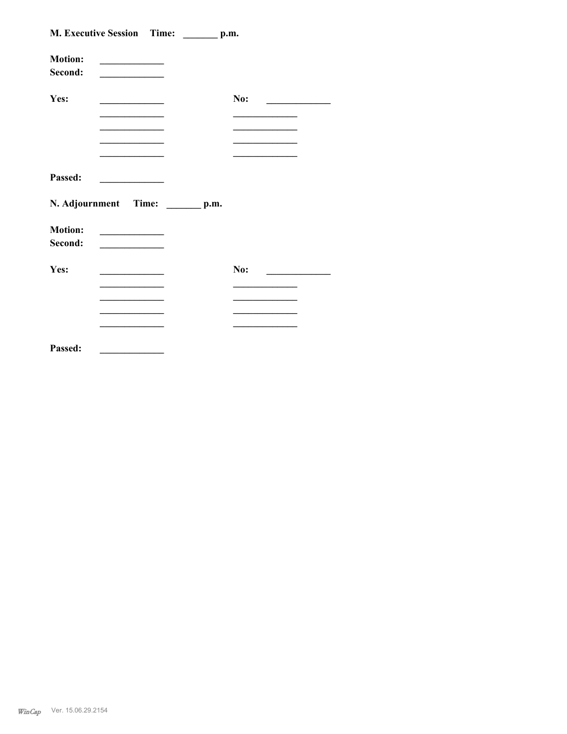**M. Executive Session Time: _______ p.m.**

**Motion:** _____________
**Second:** _____________

**Yes:** _____________ **No:** _____________
_____________ _____________
_____________ _____________
_____________ _____________
_____________ _____________

**Passed:** _____________

**N. Adjournment Time: _______ p.m.**

**Motion:** _____________
**Second:** _____________

**Yes:** _____________ **No:** _____________
_____________ _____________
_____________ _____________
_____________ _____________
_____________ _____________

**Passed:** _____________

*WinCap* Ver. 15.06.29.2154